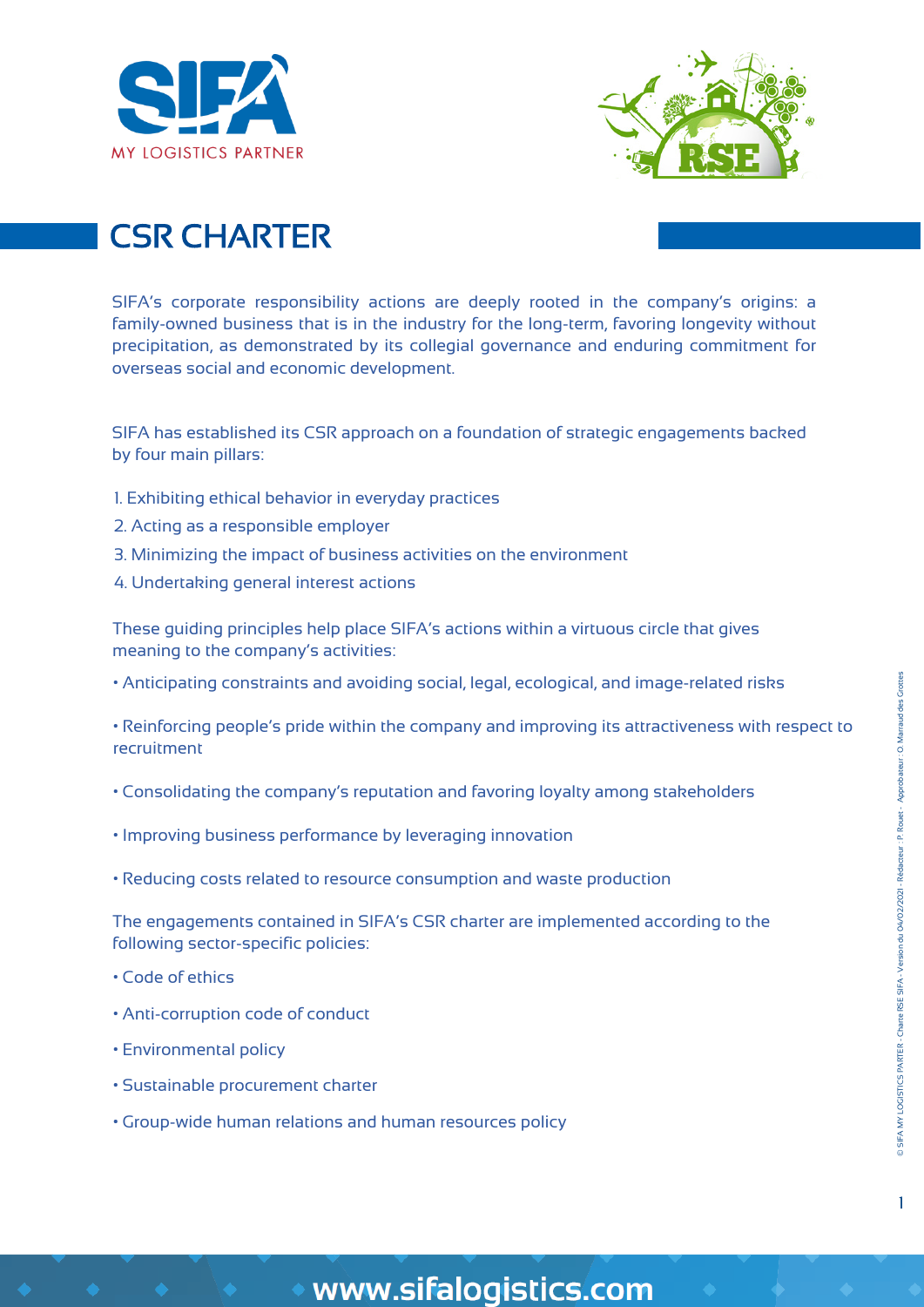# CSR CHARTER

SIFA's corporate responsibility actions are deeply rooted in the company's origins: a family-owned business that is in the industry for the long-term, favoring longevity without precipitation, as demonstrated by its collegial governance and enduring commitment for overseas social and economic development.

SIFA has established its CSR approach on a foundation of strategic engagements backed by four main pillars:

1. Exhibiting ethical behavior in everyday practices
2. Acting as a responsible employer
3. Minimizing the impact of business activities on the environment
4. Undertaking general interest actions

These guiding principles help place SIFA's actions within a virtuous circle that gives meaning to the company's activities:

- Anticipating constraints and avoiding social, legal, ecological, and image-related risks
- Reinforcing people's pride within the company and improving its attractiveness with respect to recruitment
- Consolidating the company's reputation and favoring loyalty among stakeholders
- Improving business performance by leveraging innovation
- Reducing costs related to resource consumption and waste production

The engagements contained in SIFA's CSR charter are implemented according to the following sector-specific policies:

- Code of ethics
- Anti-corruption code of conduct
- Environmental policy
- Sustainable procurement charter
- Group-wide human relations and human resources policy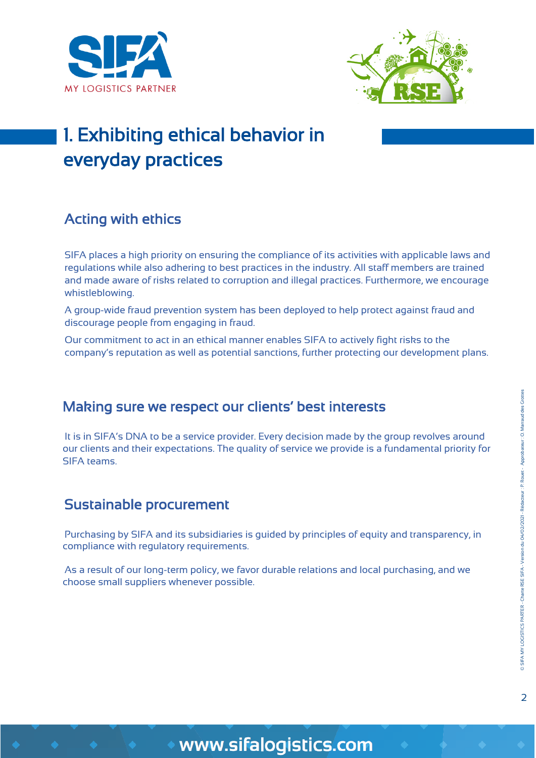# 1. Exhibiting ethical behavior in everyday practices

## Acting with ethics

SIFA places a high priority on ensuring the compliance of its activities with applicable laws and regulations while also adhering to best practices in the industry. All staff members are trained and made aware of risks related to corruption and illegal practices. Furthermore, we encourage whistleblowing.

A group-wide fraud prevention system has been deployed to help protect against fraud and discourage people from engaging in fraud.

Our commitment to act in an ethical manner enables SIFA to actively fight risks to the company's reputation as well as potential sanctions, further protecting our development plans.

## Making sure we respect our clients' best interests

It is in SIFA's DNA to be a service provider. Every decision made by the group revolves around our clients and their expectations. The quality of service we provide is a fundamental priority for SIFA teams.

## Sustainable procurement

Purchasing by SIFA and its subsidiaries is guided by principles of equity and transparency, in compliance with regulatory requirements.

As a result of our long-term policy, we favor durable relations and local purchasing, and we choose small suppliers whenever possible.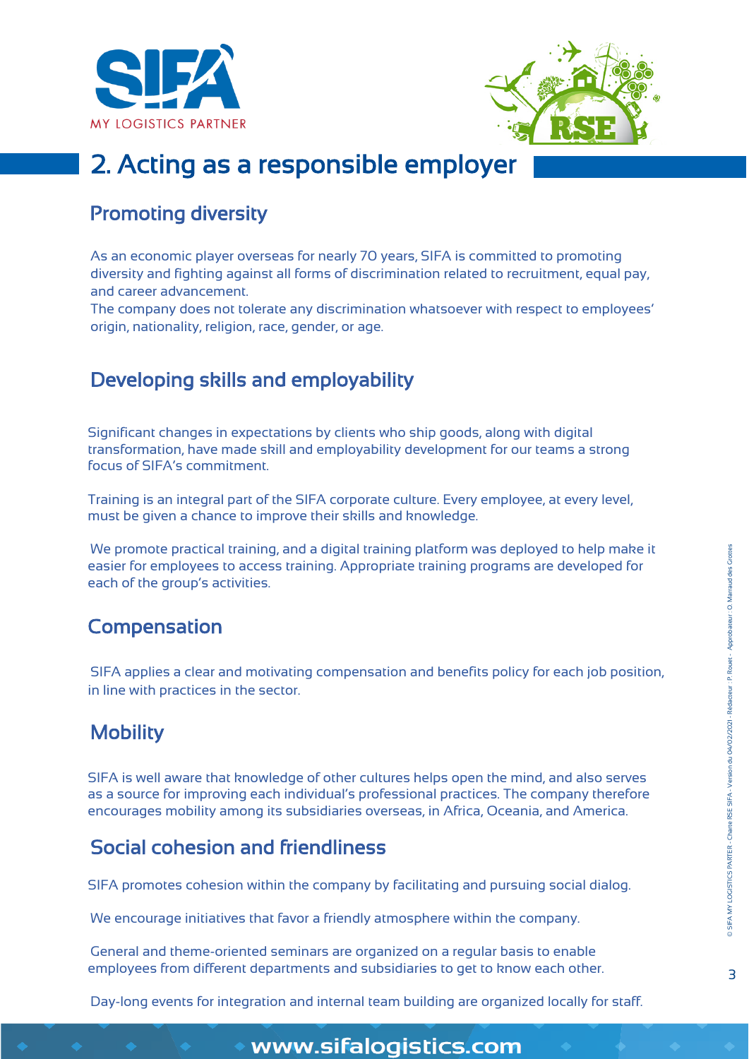## 2. Acting as a responsible employer

### Promoting diversity

As an economic player overseas for nearly 70 years, SIFA is committed to promoting diversity and fighting against all forms of discrimination related to recruitment, equal pay, and career advancement.
The company does not tolerate any discrimination whatsoever with respect to employees' origin, nationality, religion, race, gender, or age.

### Developing skills and employability

Significant changes in expectations by clients who ship goods, along with digital transformation, have made skill and employability development for our teams a strong focus of SIFA's commitment.

Training is an integral part of the SIFA corporate culture. Every employee, at every level, must be given a chance to improve their skills and knowledge.

We promote practical training, and a digital training platform was deployed to help make it easier for employees to access training. Appropriate training programs are developed for each of the group's activities.

### Compensation

SIFA applies a clear and motivating compensation and benefits policy for each job position, in line with practices in the sector.

### Mobility

SIFA is well aware that knowledge of other cultures helps open the mind, and also serves as a source for improving each individual's professional practices. The company therefore encourages mobility among its subsidiaries overseas, in Africa, Oceania, and America.

### Social cohesion and friendliness

SIFA promotes cohesion within the company by facilitating and pursuing social dialog.

We encourage initiatives that favor a friendly atmosphere within the company.

General and theme-oriented seminars are organized on a regular basis to enable employees from different departments and subsidiaries to get to know each other.

Day-long events for integration and internal team building are organized locally for staff.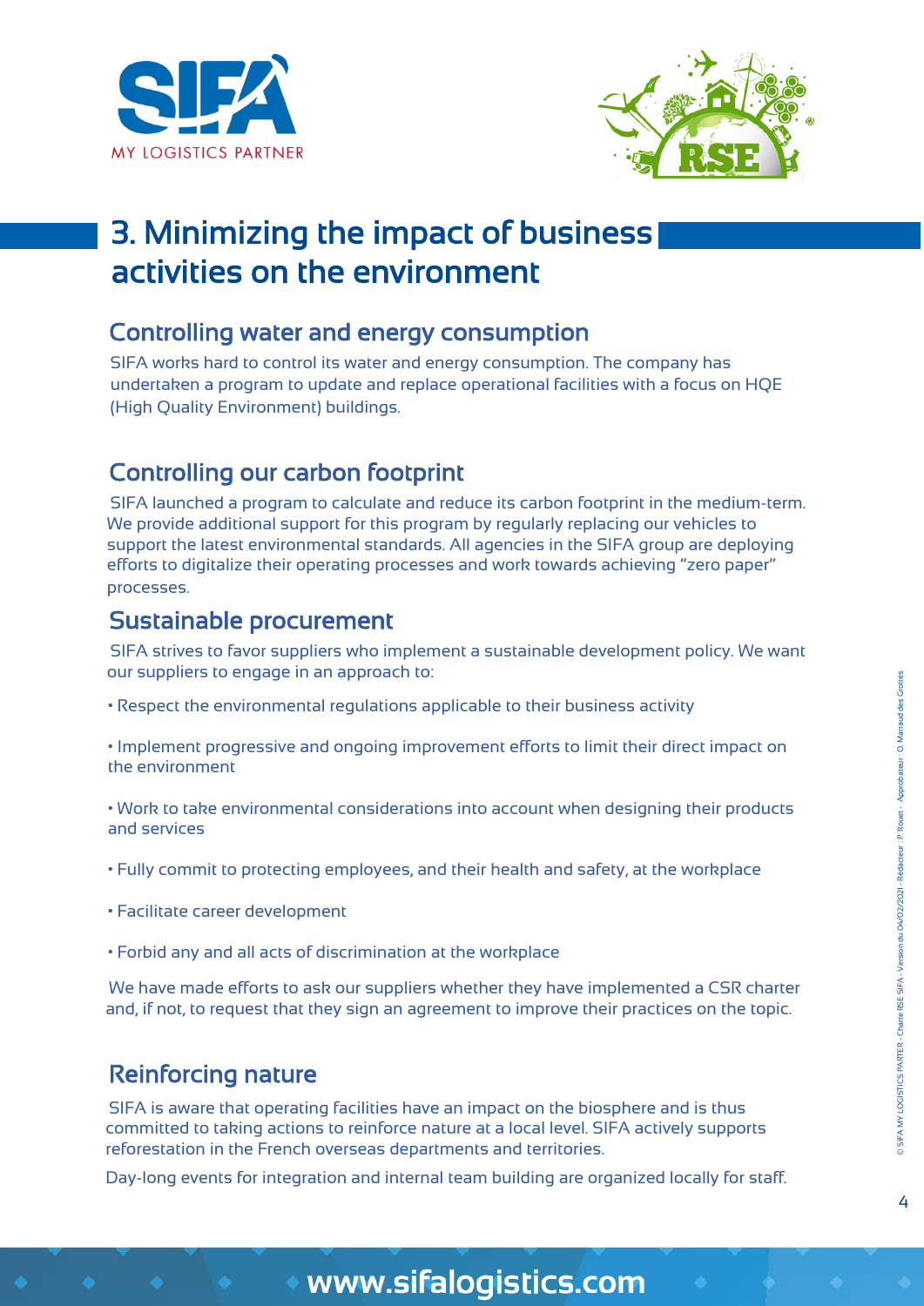# 3. Minimizing the impact of business activities on the environment

## Controlling water and energy consumption

SIFA works hard to control its water and energy consumption. The company has undertaken a program to update and replace operational facilities with a focus on HQE (High Quality Environment) buildings.

## Controlling our carbon footprint

SIFA launched a program to calculate and reduce its carbon footprint in the medium-term. We provide additional support for this program by regularly replacing our vehicles to support the latest environmental standards. All agencies in the SIFA group are deploying efforts to digitalize their operating processes and work towards achieving "zero paper" processes.

## Sustainable procurement

SIFA strives to favor suppliers who implement a sustainable development policy. We want our suppliers to engage in an approach to:

- Respect the environmental regulations applicable to their business activity
- Implement progressive and ongoing improvement efforts to limit their direct impact on the environment
- Work to take environmental considerations into account when designing their products and services
- Fully commit to protecting employees, and their health and safety, at the workplace
- Facilitate career development
- Forbid any and all acts of discrimination at the workplace

We have made efforts to ask our suppliers whether they have implemented a CSR charter and, if not, to request that they sign an agreement to improve their practices on the topic.

## Reinforcing nature

SIFA is aware that operating facilities have an impact on the biosphere and is thus committed to taking actions to reinforce nature at a local level. SIFA actively supports reforestation in the French overseas departments and territories.

Day-long events for integration and internal team building are organized locally for staff.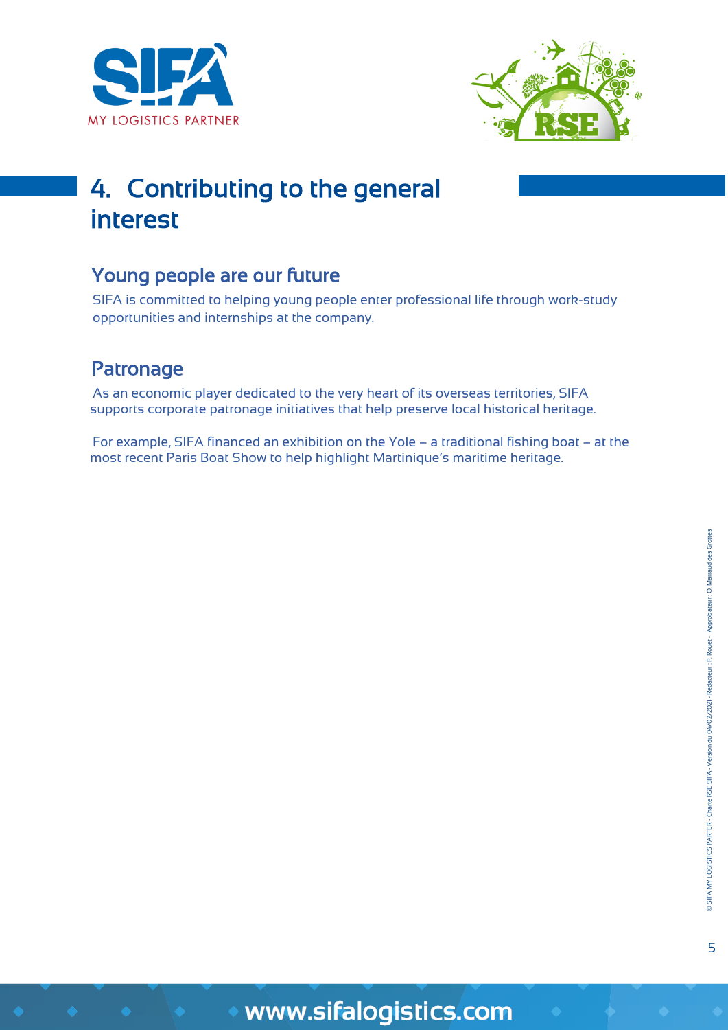## 4. Contributing to the general interest

### Young people are our future

SIFA is committed to helping young people enter professional life through work-study opportunities and internships at the company.

### Patronage

As an economic player dedicated to the very heart of its overseas territories, SIFA supports corporate patronage initiatives that help preserve local historical heritage.

For example, SIFA financed an exhibition on the Yole – a traditional fishing boat – at the most recent Paris Boat Show to help highlight Martinique's maritime heritage.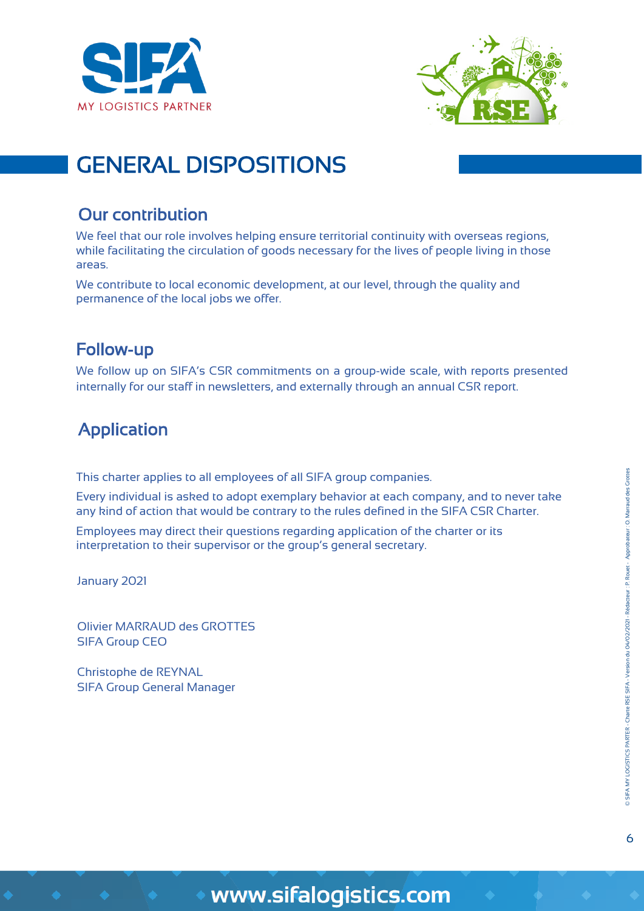# GENERAL DISPOSITIONS

## Our contribution

We feel that our role involves helping ensure territorial continuity with overseas regions, while facilitating the circulation of goods necessary for the lives of people living in those areas.

We contribute to local economic development, at our level, through the quality and permanence of the local jobs we offer.

## Follow-up

We follow up on SIFA's CSR commitments on a group-wide scale, with reports presented internally for our staff in newsletters, and externally through an annual CSR report.

## Application

This charter applies to all employees of all SIFA group companies.

Every individual is asked to adopt exemplary behavior at each company, and to never take any kind of action that would be contrary to the rules defined in the SIFA CSR Charter.

Employees may direct their questions regarding application of the charter or its interpretation to their supervisor or the group's general secretary.

January 2021

Olivier MARRAUD des GROTTES
SIFA Group CEO

Christophe de REYNAL
SIFA Group General Manager

© SIFA MY LOGISTICS PARTER - Charte RSE SIFA - Version du 04/02/2021 - Rédacteur : P. Rouet - Approbateur : O. Marraud des Grottes

www.sifalogistics.com